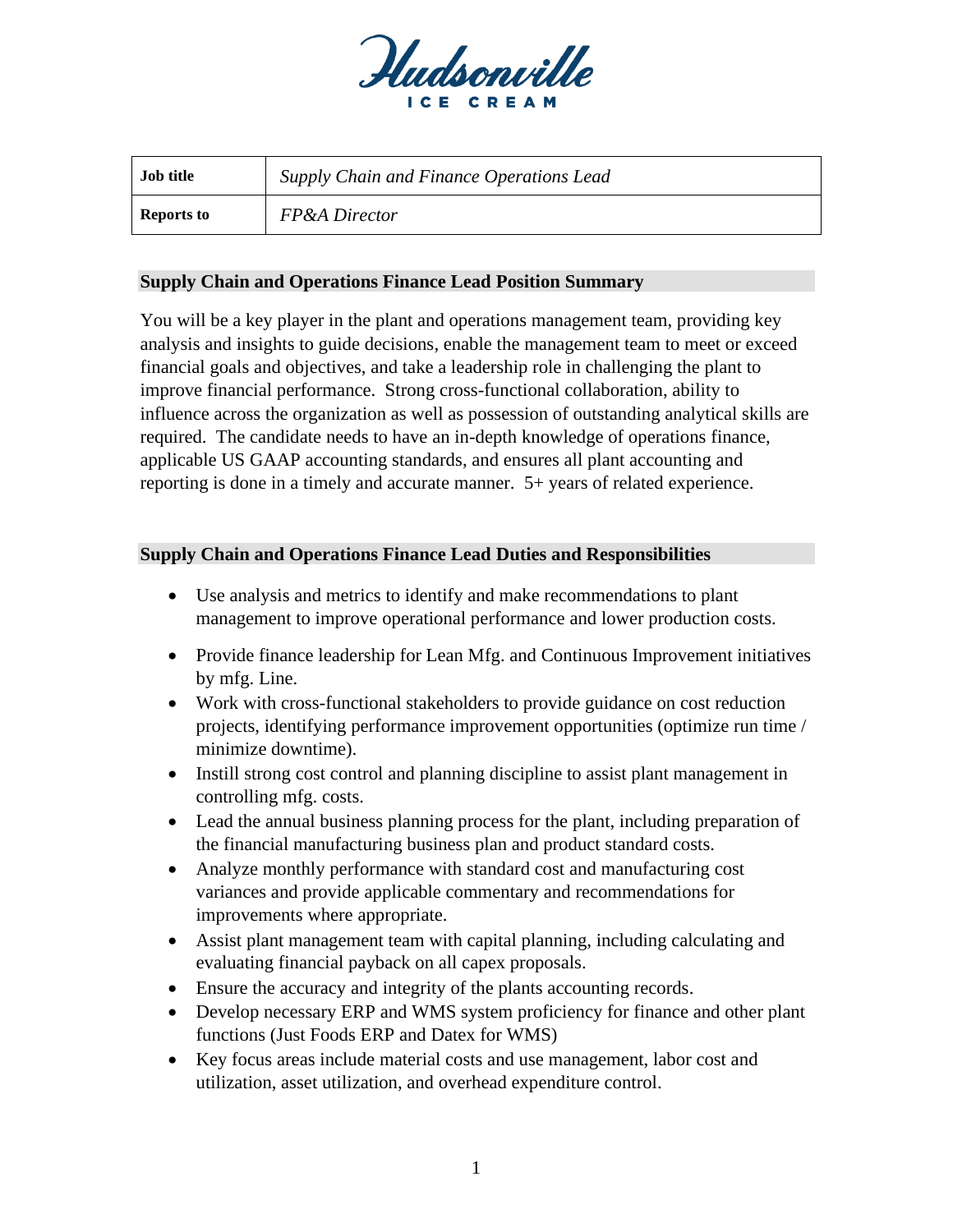Hudsonville ICE CREAM

| **Job title** | *Supply Chain and Finance Operations Lead* |
| --- | --- |
| **Reports to** | *FP&A Director* |

## Supply Chain and Operations Finance Lead Position Summary

You will be a key player in the plant and operations management team, providing key analysis and insights to guide decisions, enable the management team to meet or exceed financial goals and objectives, and take a leadership role in challenging the plant to improve financial performance. Strong cross-functional collaboration, ability to influence across the organization as well as possession of outstanding analytical skills are required. The candidate needs to have an in-depth knowledge of operations finance, applicable US GAAP accounting standards, and ensures all plant accounting and reporting is done in a timely and accurate manner. 5+ years of related experience.

## Supply Chain and Operations Finance Lead Duties and Responsibilities

- Use analysis and metrics to identify and make recommendations to plant management to improve operational performance and lower production costs.
- Provide finance leadership for Lean Mfg. and Continuous Improvement initiatives by mfg. Line.
- Work with cross-functional stakeholders to provide guidance on cost reduction projects, identifying performance improvement opportunities (optimize run time / minimize downtime).
- Instill strong cost control and planning discipline to assist plant management in controlling mfg. costs.
- Lead the annual business planning process for the plant, including preparation of the financial manufacturing business plan and product standard costs.
- Analyze monthly performance with standard cost and manufacturing cost variances and provide applicable commentary and recommendations for improvements where appropriate.
- Assist plant management team with capital planning, including calculating and evaluating financial payback on all capex proposals.
- Ensure the accuracy and integrity of the plants accounting records.
- Develop necessary ERP and WMS system proficiency for finance and other plant functions (Just Foods ERP and Datex for WMS)
- Key focus areas include material costs and use management, labor cost and utilization, asset utilization, and overhead expenditure control.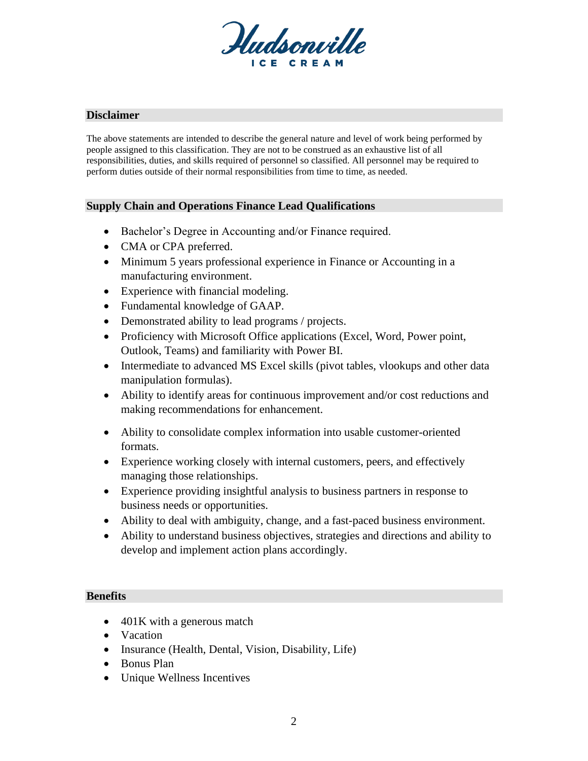## Disclaimer

The above statements are intended to describe the general nature and level of work being performed by people assigned to this classification. They are not to be construed as an exhaustive list of all responsibilities, duties, and skills required of personnel so classified. All personnel may be required to perform duties outside of their normal responsibilities from time to time, as needed.

## Supply Chain and Operations Finance Lead Qualifications

- Bachelor's Degree in Accounting and/or Finance required.
- CMA or CPA preferred.
- Minimum 5 years professional experience in Finance or Accounting in a manufacturing environment.
- Experience with financial modeling.
- Fundamental knowledge of GAAP.
- Demonstrated ability to lead programs / projects.
- Proficiency with Microsoft Office applications (Excel, Word, Power point, Outlook, Teams) and familiarity with Power BI.
- Intermediate to advanced MS Excel skills (pivot tables, vlookups and other data manipulation formulas).
- Ability to identify areas for continuous improvement and/or cost reductions and making recommendations for enhancement.
- Ability to consolidate complex information into usable customer-oriented formats.
- Experience working closely with internal customers, peers, and effectively managing those relationships.
- Experience providing insightful analysis to business partners in response to business needs or opportunities.
- Ability to deal with ambiguity, change, and a fast-paced business environment.
- Ability to understand business objectives, strategies and directions and ability to develop and implement action plans accordingly.

## Benefits

- 401K with a generous match
- Vacation
- Insurance (Health, Dental, Vision, Disability, Life)
- Bonus Plan
- Unique Wellness Incentives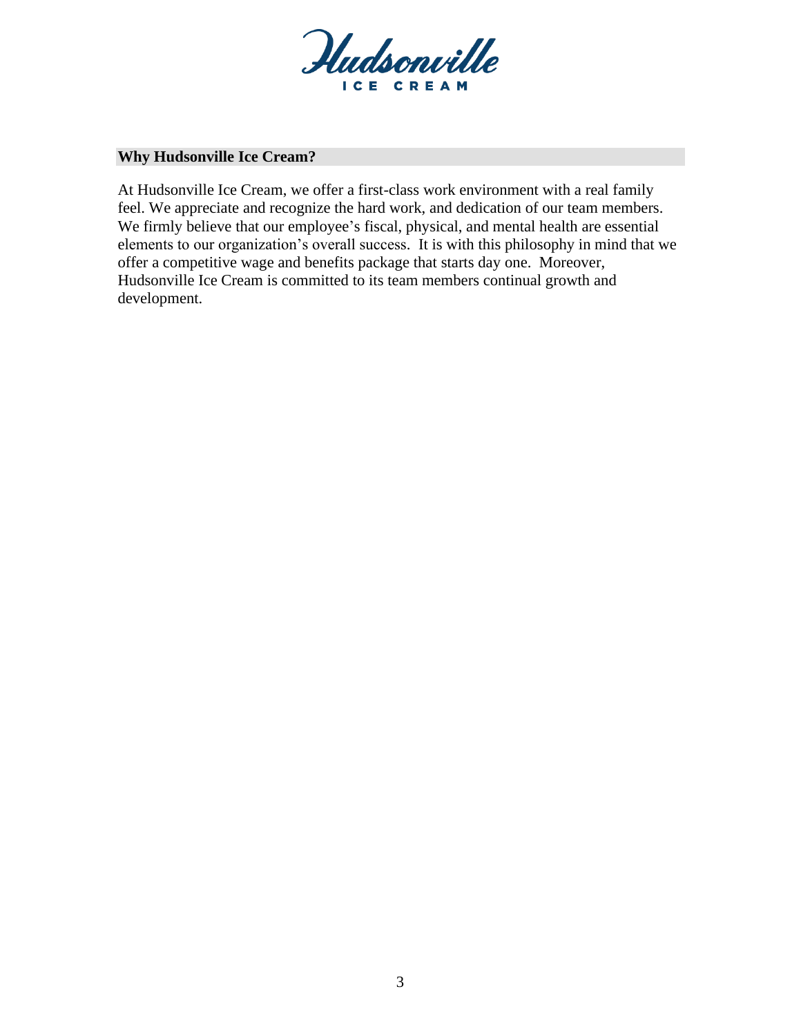Hudsonville

ICE CREAM

## Why Hudsonville Ice Cream?

At Hudsonville Ice Cream, we offer a first-class work environment with a real family feel. We appreciate and recognize the hard work, and dedication of our team members. We firmly believe that our employee's fiscal, physical, and mental health are essential elements to our organization's overall success. It is with this philosophy in mind that we offer a competitive wage and benefits package that starts day one. Moreover, Hudsonville Ice Cream is committed to its team members continual growth and development.